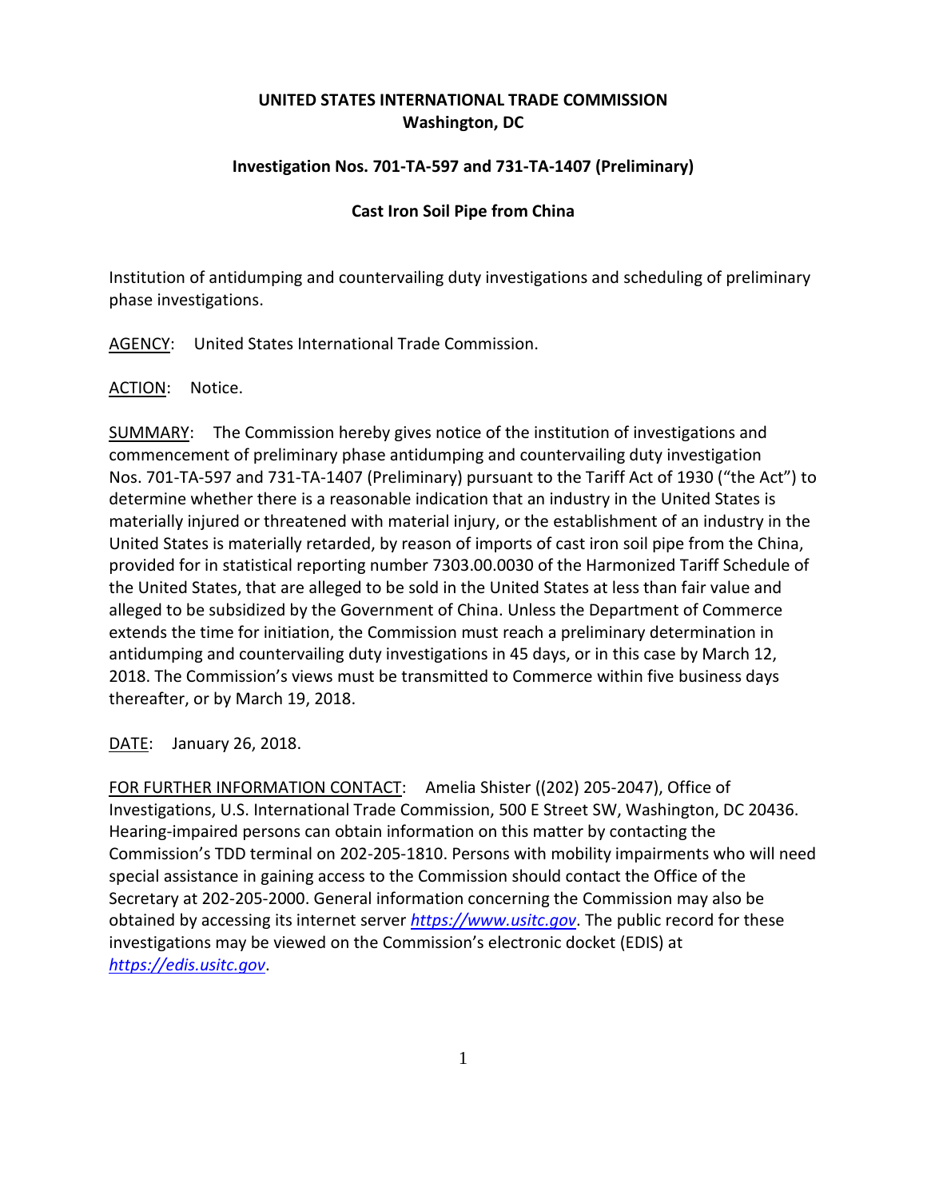**UNITED STATES INTERNATIONAL TRADE COMMISSION**
**Washington, DC**

**Investigation Nos. 701-TA-597 and 731-TA-1407 (Preliminary)**

**Cast Iron Soil Pipe from China**

Institution of antidumping and countervailing duty investigations and scheduling of preliminary phase investigations.

AGENCY: United States International Trade Commission.

ACTION: Notice.

SUMMARY: The Commission hereby gives notice of the institution of investigations and commencement of preliminary phase antidumping and countervailing duty investigation Nos. 701-TA-597 and 731-TA-1407 (Preliminary) pursuant to the Tariff Act of 1930 ("the Act") to determine whether there is a reasonable indication that an industry in the United States is materially injured or threatened with material injury, or the establishment of an industry in the United States is materially retarded, by reason of imports of cast iron soil pipe from the China, provided for in statistical reporting number 7303.00.0030 of the Harmonized Tariff Schedule of the United States, that are alleged to be sold in the United States at less than fair value and alleged to be subsidized by the Government of China. Unless the Department of Commerce extends the time for initiation, the Commission must reach a preliminary determination in antidumping and countervailing duty investigations in 45 days, or in this case by March 12, 2018. The Commission's views must be transmitted to Commerce within five business days thereafter, or by March 19, 2018.

DATE: January 26, 2018.

FOR FURTHER INFORMATION CONTACT: Amelia Shister ((202) 205-2047), Office of Investigations, U.S. International Trade Commission, 500 E Street SW, Washington, DC 20436. Hearing-impaired persons can obtain information on this matter by contacting the Commission's TDD terminal on 202-205-1810. Persons with mobility impairments who will need special assistance in gaining access to the Commission should contact the Office of the Secretary at 202-205-2000. General information concerning the Commission may also be obtained by accessing its internet server *https://www.usitc.gov*. The public record for these investigations may be viewed on the Commission's electronic docket (EDIS) at *https://edis.usitc.gov*.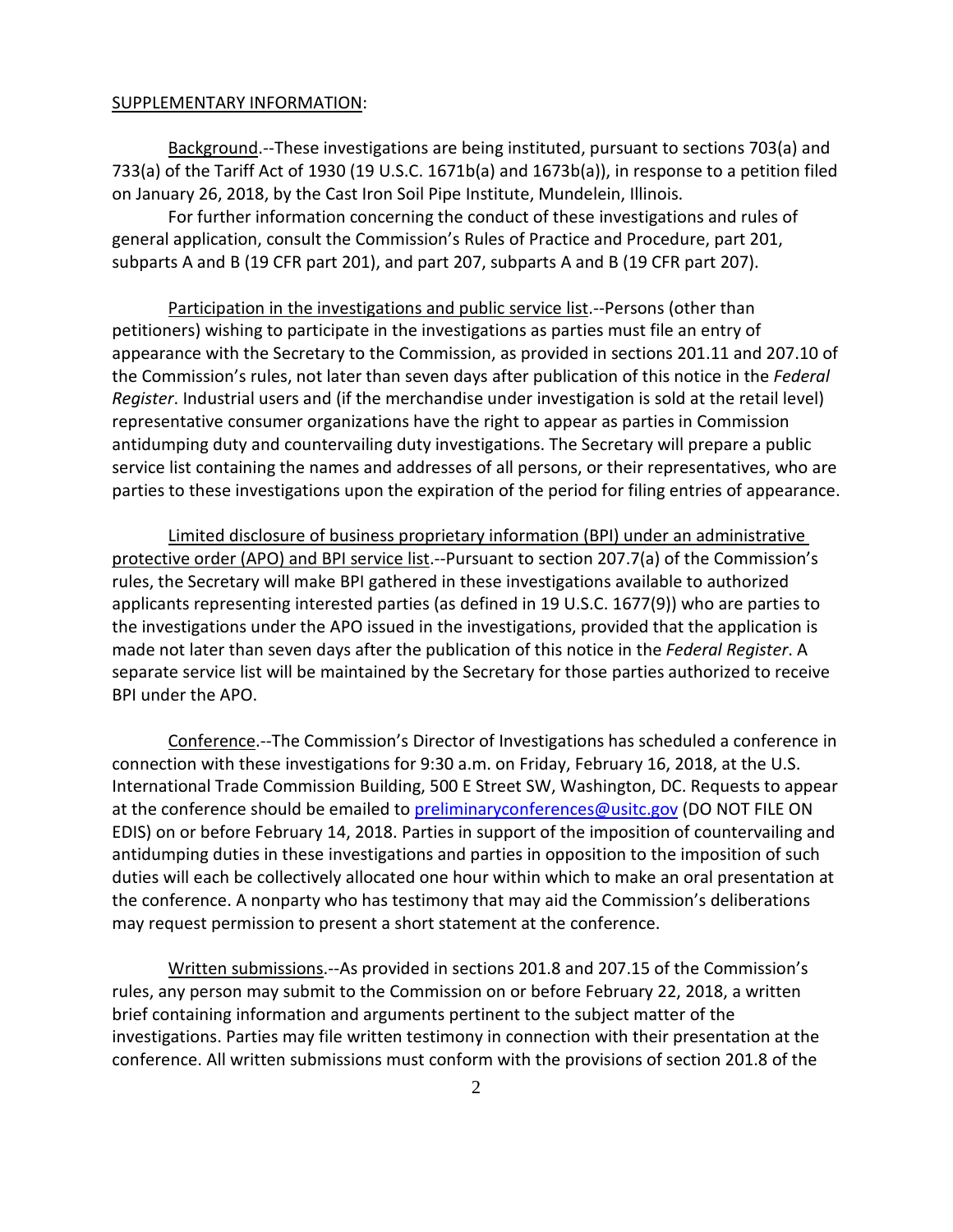SUPPLEMENTARY INFORMATION:

Background.--These investigations are being instituted, pursuant to sections 703(a) and 733(a) of the Tariff Act of 1930 (19 U.S.C. 1671b(a) and 1673b(a)), in response to a petition filed on January 26, 2018, by the Cast Iron Soil Pipe Institute, Mundelein, Illinois.

For further information concerning the conduct of these investigations and rules of general application, consult the Commission's Rules of Practice and Procedure, part 201, subparts A and B (19 CFR part 201), and part 207, subparts A and B (19 CFR part 207).

Participation in the investigations and public service list.--Persons (other than petitioners) wishing to participate in the investigations as parties must file an entry of appearance with the Secretary to the Commission, as provided in sections 201.11 and 207.10 of the Commission's rules, not later than seven days after publication of this notice in the *Federal Register*. Industrial users and (if the merchandise under investigation is sold at the retail level) representative consumer organizations have the right to appear as parties in Commission antidumping duty and countervailing duty investigations. The Secretary will prepare a public service list containing the names and addresses of all persons, or their representatives, who are parties to these investigations upon the expiration of the period for filing entries of appearance.

Limited disclosure of business proprietary information (BPI) under an administrative protective order (APO) and BPI service list.--Pursuant to section 207.7(a) of the Commission's rules, the Secretary will make BPI gathered in these investigations available to authorized applicants representing interested parties (as defined in 19 U.S.C. 1677(9)) who are parties to the investigations under the APO issued in the investigations, provided that the application is made not later than seven days after the publication of this notice in the *Federal Register*. A separate service list will be maintained by the Secretary for those parties authorized to receive BPI under the APO.

Conference.--The Commission's Director of Investigations has scheduled a conference in connection with these investigations for 9:30 a.m. on Friday, February 16, 2018, at the U.S. International Trade Commission Building, 500 E Street SW, Washington, DC. Requests to appear at the conference should be emailed to preliminaryconferences@usitc.gov (DO NOT FILE ON EDIS) on or before February 14, 2018. Parties in support of the imposition of countervailing and antidumping duties in these investigations and parties in opposition to the imposition of such duties will each be collectively allocated one hour within which to make an oral presentation at the conference. A nonparty who has testimony that may aid the Commission's deliberations may request permission to present a short statement at the conference.

Written submissions.--As provided in sections 201.8 and 207.15 of the Commission's rules, any person may submit to the Commission on or before February 22, 2018, a written brief containing information and arguments pertinent to the subject matter of the investigations. Parties may file written testimony in connection with their presentation at the conference. All written submissions must conform with the provisions of section 201.8 of the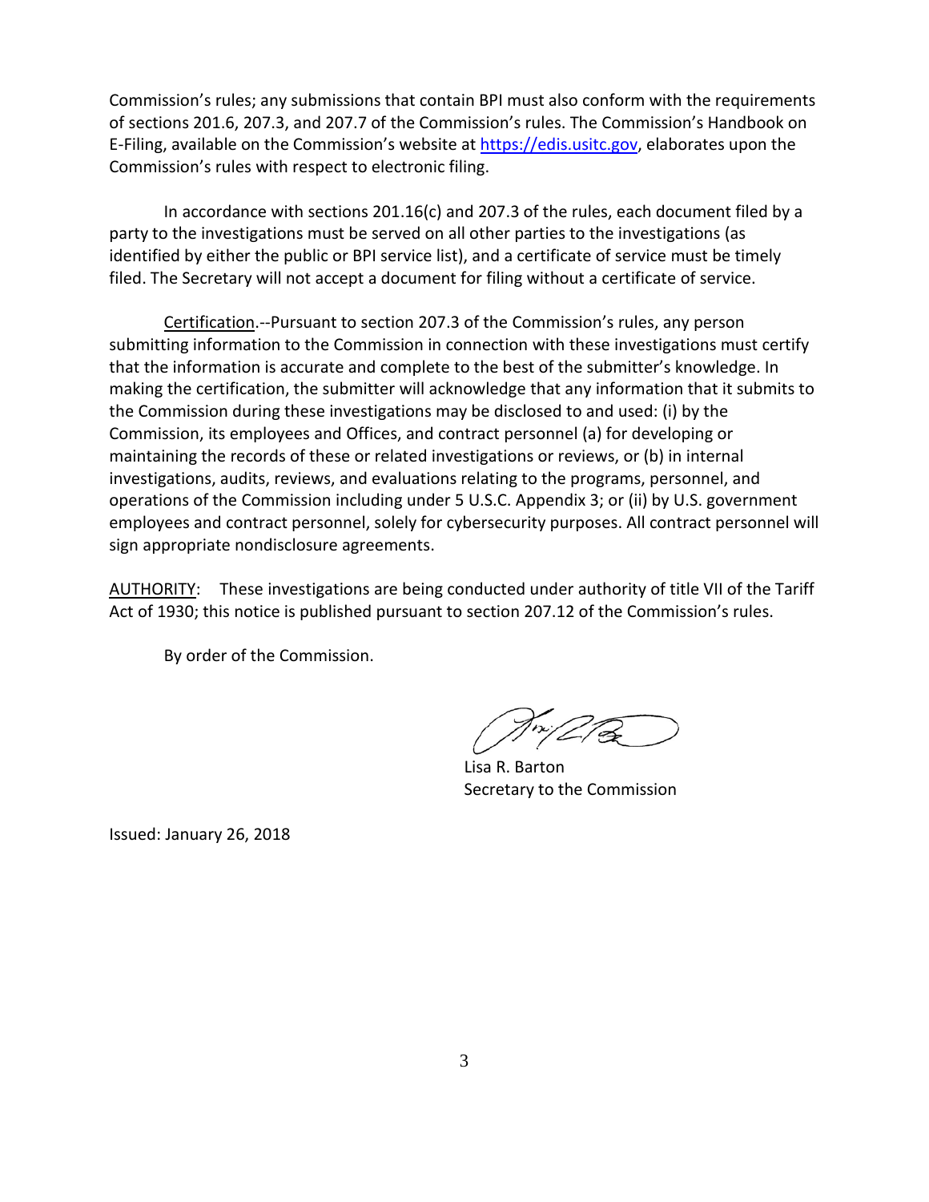Commission's rules; any submissions that contain BPI must also conform with the requirements of sections 201.6, 207.3, and 207.7 of the Commission's rules. The Commission's Handbook on E-Filing, available on the Commission's website at https://edis.usitc.gov, elaborates upon the Commission's rules with respect to electronic filing.

In accordance with sections 201.16(c) and 207.3 of the rules, each document filed by a party to the investigations must be served on all other parties to the investigations (as identified by either the public or BPI service list), and a certificate of service must be timely filed. The Secretary will not accept a document for filing without a certificate of service.

Certification.--Pursuant to section 207.3 of the Commission's rules, any person submitting information to the Commission in connection with these investigations must certify that the information is accurate and complete to the best of the submitter's knowledge. In making the certification, the submitter will acknowledge that any information that it submits to the Commission during these investigations may be disclosed to and used: (i) by the Commission, its employees and Offices, and contract personnel (a) for developing or maintaining the records of these or related investigations or reviews, or (b) in internal investigations, audits, reviews, and evaluations relating to the programs, personnel, and operations of the Commission including under 5 U.S.C. Appendix 3; or (ii) by U.S. government employees and contract personnel, solely for cybersecurity purposes. All contract personnel will sign appropriate nondisclosure agreements.

AUTHORITY: These investigations are being conducted under authority of title VII of the Tariff Act of 1930; this notice is published pursuant to section 207.12 of the Commission's rules.

By order of the Commission.

Lisa R. Barton
Secretary to the Commission

Issued: January 26, 2018